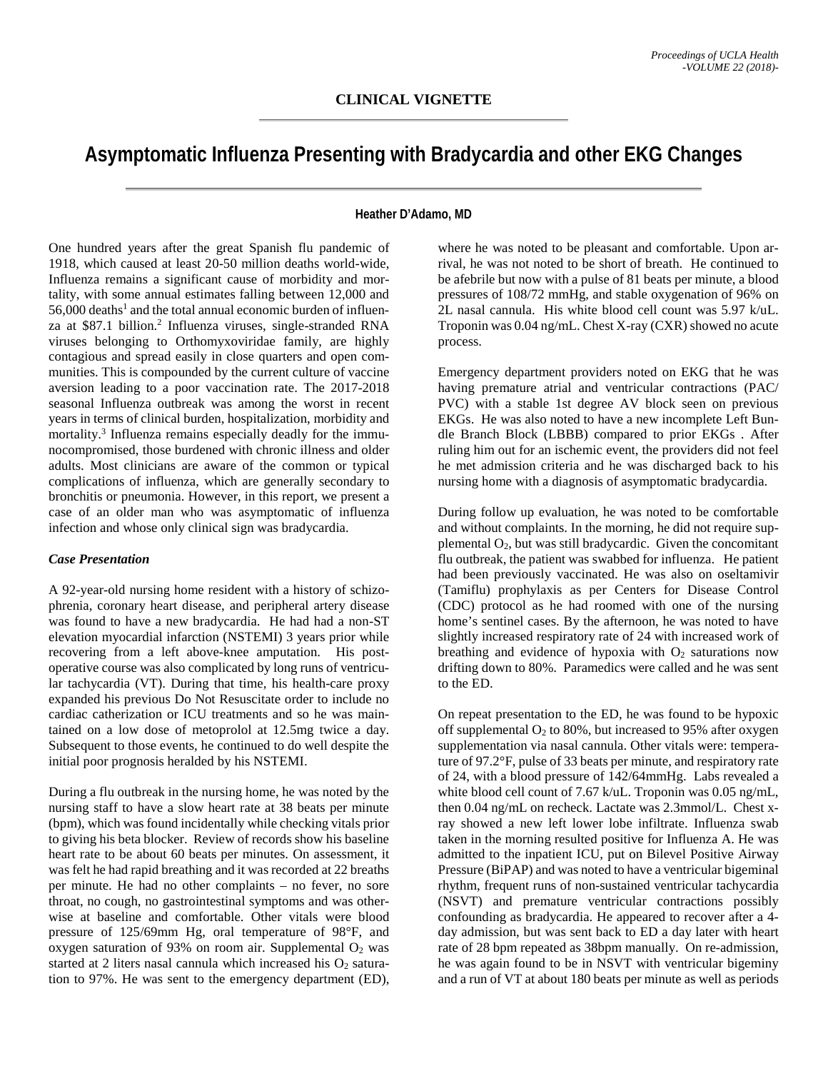**CLINICAL VIGNETTE**

# Asymptomatic Influenza Presenting with Bradycardia and other EKG Changes

**Heather D'Adamo, MD**

One hundred years after the great Spanish flu pandemic of 1918, which caused at least 20-50 million deaths world-wide, Influenza remains a significant cause of morbidity and mortality, with some annual estimates falling between 12,000 and 56,000 deaths[1] and the total annual economic burden of influenza at \$87.1 billion.[2] Influenza viruses, single-stranded RNA viruses belonging to Orthomyxoviridae family, are highly contagious and spread easily in close quarters and open communities. This is compounded by the current culture of vaccine aversion leading to a poor vaccination rate. The 2017-2018 seasonal Influenza outbreak was among the worst in recent years in terms of clinical burden, hospitalization, morbidity and mortality.[3] Influenza remains especially deadly for the immunocompromised, those burdened with chronic illness and older adults. Most clinicians are aware of the common or typical complications of influenza, which are generally secondary to bronchitis or pneumonia. However, in this report, we present a case of an older man who was asymptomatic of influenza infection and whose only clinical sign was bradycardia.

### *Case Presentation*

A 92-year-old nursing home resident with a history of schizophrenia, coronary heart disease, and peripheral artery disease was found to have a new bradycardia. He had had a non-ST elevation myocardial infarction (NSTEMI) 3 years prior while recovering from a left above-knee amputation. His post-operative course was also complicated by long runs of ventricular tachycardia (VT). During that time, his health-care proxy expanded his previous Do Not Resuscitate order to include no cardiac catheterization or ICU treatments and so he was maintained on a low dose of metoprolol at 12.5mg twice a day. Subsequent to those events, he continued to do well despite the initial poor prognosis heralded by his NSTEMI.

During a flu outbreak in the nursing home, he was noted by the nursing staff to have a slow heart rate at 38 beats per minute (bpm), which was found incidentally while checking vitals prior to giving his beta blocker. Review of records show his baseline heart rate to be about 60 beats per minutes. On assessment, it was felt he had rapid breathing and it was recorded at 22 breaths per minute. He had no other complaints – no fever, no sore throat, no cough, no gastrointestinal symptoms and was otherwise at baseline and comfortable. Other vitals were blood pressure of 125/69mm Hg, oral temperature of 98°F, and oxygen saturation of 93% on room air. Supplemental $O_2$ was started at 2 liters nasal cannula which increased his $O_2$ saturation to 97%. He was sent to the emergency department (ED), where he was noted to be pleasant and comfortable. Upon arrival, he was not noted to be short of breath. He continued to be afebrile but now with a pulse of 81 beats per minute, a blood pressures of 108/72 mmHg, and stable oxygenation of 96% on 2L nasal cannula. His white blood cell count was 5.97 k/uL. Troponin was 0.04 ng/mL. Chest X-ray (CXR) showed no acute process.

Emergency department providers noted on EKG that he was having premature atrial and ventricular contractions (PAC/PVC) with a stable 1st degree AV block seen on previous EKGs. He was also noted to have a new incomplete Left Bundle Branch Block (LBBB) compared to prior EKGs . After ruling him out for an ischemic event, the providers did not feel he met admission criteria and he was discharged back to his nursing home with a diagnosis of asymptomatic bradycardia.

During follow up evaluation, he was noted to be comfortable and without complaints. In the morning, he did not require supplemental $O_2$, but was still bradycardic. Given the concomitant flu outbreak, the patient was swabbed for influenza. He patient had been previously vaccinated. He was also on oseltamivir (Tamiflu) prophylaxis as per Centers for Disease Control (CDC) protocol as he had roomed with one of the nursing home's sentinel cases. By the afternoon, he was noted to have slightly increased respiratory rate of 24 with increased work of breathing and evidence of hypoxia with $O_2$ saturations now drifting down to 80%. Paramedics were called and he was sent to the ED.

On repeat presentation to the ED, he was found to be hypoxic off supplemental $O_2$ to 80%, but increased to 95% after oxygen supplementation via nasal cannula. Other vitals were: temperature of 97.2°F, pulse of 33 beats per minute, and respiratory rate of 24, with a blood pressure of 142/64mmHg. Labs revealed a white blood cell count of 7.67 k/uL. Troponin was 0.05 ng/mL, then 0.04 ng/mL on recheck. Lactate was 2.3mmol/L. Chest x-ray showed a new left lower lobe infiltrate. Influenza swab taken in the morning resulted positive for Influenza A. He was admitted to the inpatient ICU, put on Bilevel Positive Airway Pressure (BiPAP) and was noted to have a ventricular bigeminal rhythm, frequent runs of non-sustained ventricular tachycardia (NSVT) and premature ventricular contractions possibly confounding as bradycardia. He appeared to recover after a 4-day admission, but was sent back to ED a day later with heart rate of 28 bpm repeated as 38bpm manually. On re-admission, he was again found to be in NSVT with ventricular bigeminy and a run of VT at about 180 beats per minute as well as periods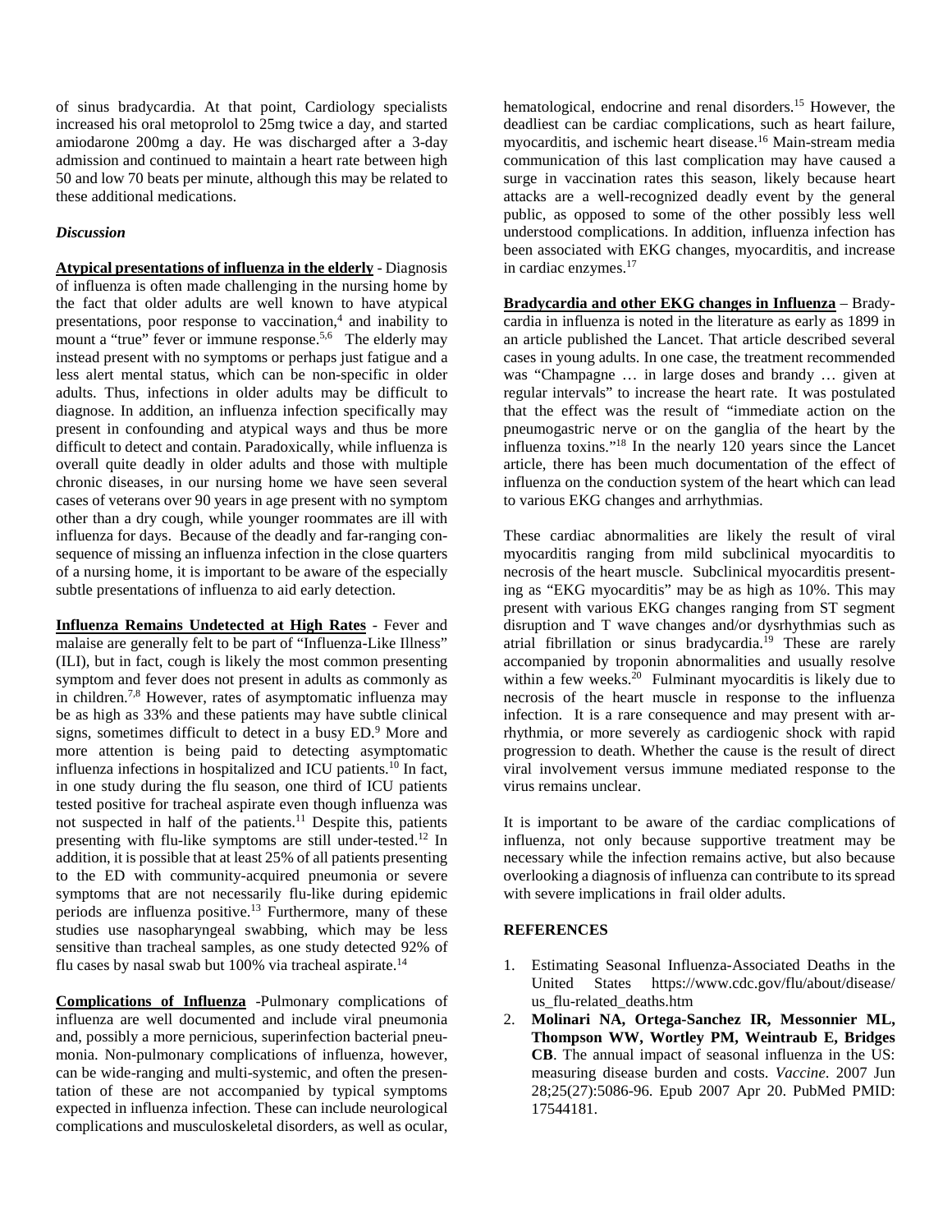of sinus bradycardia. At that point, Cardiology specialists increased his oral metoprolol to 25mg twice a day, and started amiodarone 200mg a day. He was discharged after a 3-day admission and continued to maintain a heart rate between high 50 and low 70 beats per minute, although this may be related to these additional medications.

### *Discussion*

**Atypical presentations of influenza in the elderly** - Diagnosis of influenza is often made challenging in the nursing home by the fact that older adults are well known to have atypical presentations, poor response to vaccination,[4] and inability to mount a "true" fever or immune response.[5,6] The elderly may instead present with no symptoms or perhaps just fatigue and a less alert mental status, which can be non-specific in older adults. Thus, infections in older adults may be difficult to diagnose. In addition, an influenza infection specifically may present in confounding and atypical ways and thus be more difficult to detect and contain. Paradoxically, while influenza is overall quite deadly in older adults and those with multiple chronic diseases, in our nursing home we have seen several cases of veterans over 90 years in age present with no symptom other than a dry cough, while younger roommates are ill with influenza for days. Because of the deadly and far-ranging consequence of missing an influenza infection in the close quarters of a nursing home, it is important to be aware of the especially subtle presentations of influenza to aid early detection.

**Influenza Remains Undetected at High Rates** - Fever and malaise are generally felt to be part of "Influenza-Like Illness" (ILI), but in fact, cough is likely the most common presenting symptom and fever does not present in adults as commonly as in children.[7,8] However, rates of asymptomatic influenza may be as high as 33% and these patients may have subtle clinical signs, sometimes difficult to detect in a busy ED.[9] More and more attention is being paid to detecting asymptomatic influenza infections in hospitalized and ICU patients.[10] In fact, in one study during the flu season, one third of ICU patients tested positive for tracheal aspirate even though influenza was not suspected in half of the patients.[11] Despite this, patients presenting with flu-like symptoms are still under-tested.[12] In addition, it is possible that at least 25% of all patients presenting to the ED with community-acquired pneumonia or severe symptoms that are not necessarily flu-like during epidemic periods are influenza positive.[13] Furthermore, many of these studies use nasopharyngeal swabbing, which may be less sensitive than tracheal samples, as one study detected 92% of flu cases by nasal swab but 100% via tracheal aspirate.[14]

**Complications of Influenza** -Pulmonary complications of influenza are well documented and include viral pneumonia and, possibly a more pernicious, superinfection bacterial pneumonia. Non-pulmonary complications of influenza, however, can be wide-ranging and multi-systemic, and often the presentation of these are not accompanied by typical symptoms expected in influenza infection. These can include neurological complications and musculoskeletal disorders, as well as ocular, hematological, endocrine and renal disorders.[15] However, the deadliest can be cardiac complications, such as heart failure, myocarditis, and ischemic heart disease.[16] Main-stream media communication of this last complication may have caused a surge in vaccination rates this season, likely because heart attacks are a well-recognized deadly event by the general public, as opposed to some of the other possibly less well understood complications. In addition, influenza infection has been associated with EKG changes, myocarditis, and increase in cardiac enzymes.[17]

**Bradycardia and other EKG changes in Influenza** – Bradycardia in influenza is noted in the literature as early as 1899 in an article published the Lancet. That article described several cases in young adults. In one case, the treatment recommended was "Champagne … in large doses and brandy … given at regular intervals" to increase the heart rate. It was postulated that the effect was the result of "immediate action on the pneumogastric nerve or on the ganglia of the heart by the influenza toxins."[18] In the nearly 120 years since the Lancet article, there has been much documentation of the effect of influenza on the conduction system of the heart which can lead to various EKG changes and arrhythmias.

These cardiac abnormalities are likely the result of viral myocarditis ranging from mild subclinical myocarditis to necrosis of the heart muscle. Subclinical myocarditis presenting as "EKG myocarditis" may be as high as 10%. This may present with various EKG changes ranging from ST segment disruption and T wave changes and/or dysrhythmias such as atrial fibrillation or sinus bradycardia.[19] These are rarely accompanied by troponin abnormalities and usually resolve within a few weeks.[20] Fulminant myocarditis is likely due to necrosis of the heart muscle in response to the influenza infection. It is a rare consequence and may present with arrhythmia, or more severely as cardiogenic shock with rapid progression to death. Whether the cause is the result of direct viral involvement versus immune mediated response to the virus remains unclear.

It is important to be aware of the cardiac complications of influenza, not only because supportive treatment may be necessary while the infection remains active, but also because overlooking a diagnosis of influenza can contribute to its spread with severe implications in frail older adults.

### REFERENCES

1. Estimating Seasonal Influenza-Associated Deaths in the United States https://www.cdc.gov/flu/about/disease/us_flu-related_deaths.htm
2. **Molinari NA, Ortega-Sanchez IR, Messonnier ML, Thompson WW, Wortley PM, Weintraub E, Bridges CB**. The annual impact of seasonal influenza in the US: measuring disease burden and costs. *Vaccine*. 2007 Jun 28;25(27):5086-96. Epub 2007 Apr 20. PubMed PMID: 17544181.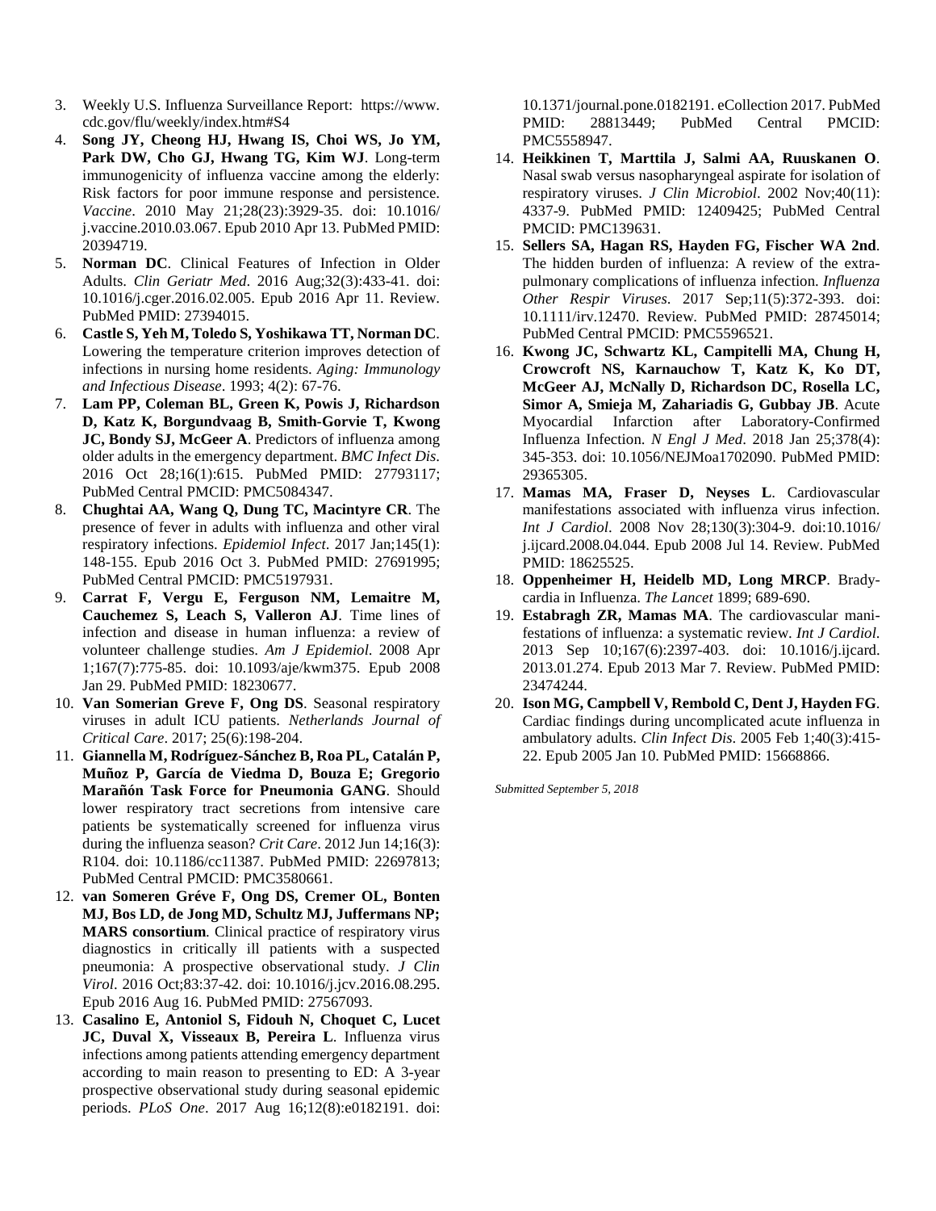3. Weekly U.S. Influenza Surveillance Report: https://www.cdc.gov/flu/weekly/index.htm#S4
4. **Song JY, Cheong HJ, Hwang IS, Choi WS, Jo YM, Park DW, Cho GJ, Hwang TG, Kim WJ**. Long-term immunogenicity of influenza vaccine among the elderly: Risk factors for poor immune response and persistence. *Vaccine*. 2010 May 21;28(23):3929-35. doi: 10.1016/j.vaccine.2010.03.067. Epub 2010 Apr 13. PubMed PMID: 20394719.
5. **Norman DC**. Clinical Features of Infection in Older Adults. *Clin Geriatr Med*. 2016 Aug;32(3):433-41. doi: 10.1016/j.cger.2016.02.005. Epub 2016 Apr 11. Review. PubMed PMID: 27394015.
6. **Castle S, Yeh M, Toledo S, Yoshikawa TT, Norman DC**. Lowering the temperature criterion improves detection of infections in nursing home residents. *Aging: Immunology and Infectious Disease*. 1993; 4(2): 67-76.
7. **Lam PP, Coleman BL, Green K, Powis J, Richardson D, Katz K, Borgundvaag B, Smith-Gorvie T, Kwong JC, Bondy SJ, McGeer A**. Predictors of influenza among older adults in the emergency department. *BMC Infect Dis*. 2016 Oct 28;16(1):615. PubMed PMID: 27793117; PubMed Central PMCID: PMC5084347.
8. **Chughtai AA, Wang Q, Dung TC, Macintyre CR**. The presence of fever in adults with influenza and other viral respiratory infections. *Epidemiol Infect*. 2017 Jan;145(1): 148-155. Epub 2016 Oct 3. PubMed PMID: 27691995; PubMed Central PMCID: PMC5197931.
9. **Carrat F, Vergu E, Ferguson NM, Lemaitre M, Cauchemez S, Leach S, Valleron AJ**. Time lines of infection and disease in human influenza: a review of volunteer challenge studies. *Am J Epidemiol*. 2008 Apr 1;167(7):775-85. doi: 10.1093/aje/kwm375. Epub 2008 Jan 29. PubMed PMID: 18230677.
10. **Van Somerian Greve F, Ong DS**. Seasonal respiratory viruses in adult ICU patients. *Netherlands Journal of Critical Care*. 2017; 25(6):198-204.
11. **Giannella M, Rodríguez-Sánchez B, Roa PL, Catalán P, Muñoz P, García de Viedma D, Bouza E; Gregorio Marañón Task Force for Pneumonia GANG**. Should lower respiratory tract secretions from intensive care patients be systematically screened for influenza virus during the influenza season? *Crit Care*. 2012 Jun 14;16(3): R104. doi: 10.1186/cc11387. PubMed PMID: 22697813; PubMed Central PMCID: PMC3580661.
12. **van Someren Gréve F, Ong DS, Cremer OL, Bonten MJ, Bos LD, de Jong MD, Schultz MJ, Juffermans NP; MARS consortium**. Clinical practice of respiratory virus diagnostics in critically ill patients with a suspected pneumonia: A prospective observational study. *J Clin Virol*. 2016 Oct;83:37-42. doi: 10.1016/j.jcv.2016.08.295. Epub 2016 Aug 16. PubMed PMID: 27567093.
13. **Casalino E, Antoniol S, Fidouh N, Choquet C, Lucet JC, Duval X, Visseaux B, Pereira L**. Influenza virus infections among patients attending emergency department according to main reason to presenting to ED: A 3-year prospective observational study during seasonal epidemic periods. *PLoS One*. 2017 Aug 16;12(8):e0182191. doi: 10.1371/journal.pone.0182191. eCollection 2017. PubMed PMID: 28813449; PubMed Central PMCID: PMC5558947.
14. **Heikkinen T, Marttila J, Salmi AA, Ruuskanen O**. Nasal swab versus nasopharyngeal aspirate for isolation of respiratory viruses. *J Clin Microbiol*. 2002 Nov;40(11): 4337-9. PubMed PMID: 12409425; PubMed Central PMCID: PMC139631.
15. **Sellers SA, Hagan RS, Hayden FG, Fischer WA 2nd**. The hidden burden of influenza: A review of the extra-pulmonary complications of influenza infection. *Influenza Other Respir Viruses*. 2017 Sep;11(5):372-393. doi: 10.1111/irv.12470. Review. PubMed PMID: 28745014; PubMed Central PMCID: PMC5596521.
16. **Kwong JC, Schwartz KL, Campitelli MA, Chung H, Crowcroft NS, Karnauchow T, Katz K, Ko DT, McGeer AJ, McNally D, Richardson DC, Rosella LC, Simor A, Smieja M, Zahariadis G, Gubbay JB**. Acute Myocardial Infarction after Laboratory-Confirmed Influenza Infection. *N Engl J Med*. 2018 Jan 25;378(4): 345-353. doi: 10.1056/NEJMoa1702090. PubMed PMID: 29365305.
17. **Mamas MA, Fraser D, Neyses L**. Cardiovascular manifestations associated with influenza virus infection. *Int J Cardiol*. 2008 Nov 28;130(3):304-9. doi:10.1016/j.ijcard.2008.04.044. Epub 2008 Jul 14. Review. PubMed PMID: 18625525.
18. **Oppenheimer H, Heidelb MD, Long MRCP**. Bradycardia in Influenza. *The Lancet* 1899; 689-690.
19. **Estabragh ZR, Mamas MA**. The cardiovascular manifestations of influenza: a systematic review. *Int J Cardiol*. 2013 Sep 10;167(6):2397-403. doi: 10.1016/j.ijcard.2013.01.274. Epub 2013 Mar 7. Review. PubMed PMID: 23474244.
20. **Ison MG, Campbell V, Rembold C, Dent J, Hayden FG**. Cardiac findings during uncomplicated acute influenza in ambulatory adults. *Clin Infect Dis*. 2005 Feb 1;40(3):415-22. Epub 2005 Jan 10. PubMed PMID: 15668866.

*Submitted September 5, 2018*